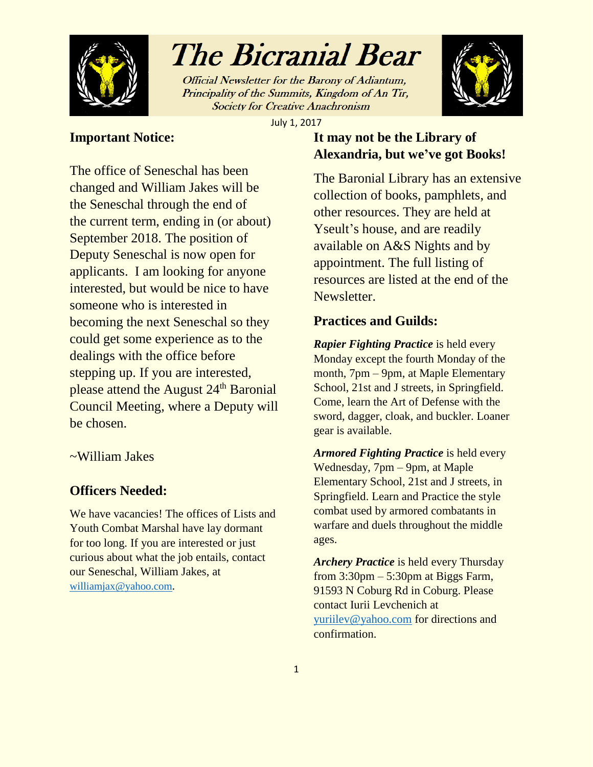# The Bicranial Bear

Official Newsletter for the Barony of Adiantum, Principality of the Summits, Kingdom of An Tir, Society for Creative Anachronism

July 1, 2017

## Important Notice:

The office of Seneschal has been changed and William Jakes will be the Seneschal through the end of the current term, ending in (or about) September 2018. The position of Deputy Seneschal is now open for applicants. I am looking for anyone interested, but would be nice to have someone who is interested in becoming the next Seneschal so they could get some experience as to the dealings with the office before stepping up. If you are interested, please attend the August 24th Baronial Council Meeting, where a Deputy will be chosen.

~William Jakes

## Officers Needed:

We have vacancies! The offices of Lists and Youth Combat Marshal have lay dormant for too long. If you are interested or just curious about what the job entails, contact our Seneschal, William Jakes, at williamjax@yahoo.com.

## It may not be the Library of Alexandria, but we've got Books!

The Baronial Library has an extensive collection of books, pamphlets, and other resources. They are held at Yseult's house, and are readily available on A&S Nights and by appointment. The full listing of resources are listed at the end of the Newsletter.

## Practices and Guilds:

***Rapier Fighting Practice*** is held every Monday except the fourth Monday of the month, 7pm – 9pm, at Maple Elementary School, 21st and J streets, in Springfield. Come, learn the Art of Defense with the sword, dagger, cloak, and buckler. Loaner gear is available.

***Armored Fighting Practice*** is held every Wednesday, 7pm – 9pm, at Maple Elementary School, 21st and J streets, in Springfield. Learn and Practice the style combat used by armored combatants in warfare and duels throughout the middle ages.

***Archery Practice*** is held every Thursday from 3:30pm – 5:30pm at Biggs Farm, 91593 N Coburg Rd in Coburg. Please contact Iurii Levchenich at yuriilev@yahoo.com for directions and confirmation.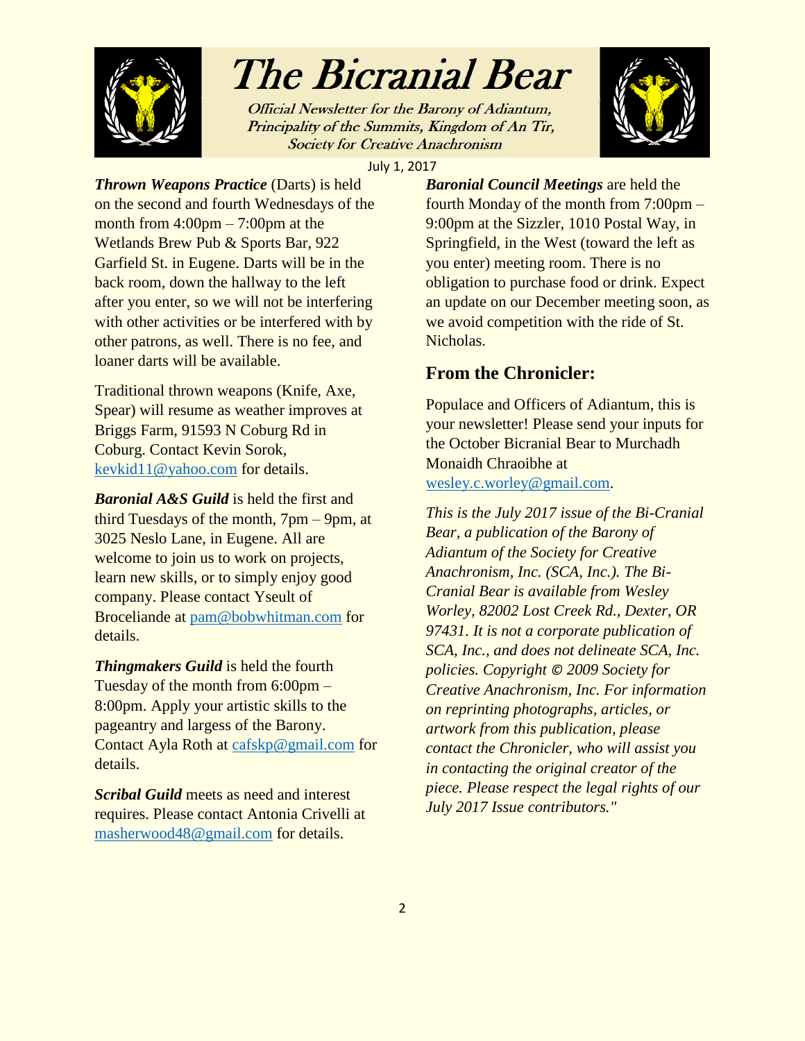*Thrown Weapons Practice* (Darts) is held on the second and fourth Wednesdays of the month from 4:00pm – 7:00pm at the Wetlands Brew Pub & Sports Bar, 922 Garfield St. in Eugene. Darts will be in the back room, down the hallway to the left after you enter, so we will not be interfering with other activities or be interfered with by other patrons, as well. There is no fee, and loaner darts will be available.

Traditional thrown weapons (Knife, Axe, Spear) will resume as weather improves at Briggs Farm, 91593 N Coburg Rd in Coburg. Contact Kevin Sorok, kevkid11@yahoo.com for details.

***Baronial A&S Guild*** is held the first and third Tuesdays of the month, 7pm – 9pm, at 3025 Neslo Lane, in Eugene. All are welcome to join us to work on projects, learn new skills, or to simply enjoy good company. Please contact Yseult of Broceliande at pam@bobwhitman.com for details.

***Thingmakers Guild*** is held the fourth Tuesday of the month from 6:00pm – 8:00pm. Apply your artistic skills to the pageantry and largess of the Barony. Contact Ayla Roth at cafskp@gmail.com for details.

***Scribal Guild*** meets as need and interest requires. Please contact Antonia Crivelli at masherwood48@gmail.com for details.

***Baronial Council Meetings*** are held the fourth Monday of the month from 7:00pm – 9:00pm at the Sizzler, 1010 Postal Way, in Springfield, in the West (toward the left as you enter) meeting room. There is no obligation to purchase food or drink. Expect an update on our December meeting soon, as we avoid competition with the ride of St. Nicholas.

## From the Chronicler:

Populace and Officers of Adiantum, this is your newsletter! Please send your inputs for the October Bicranial Bear to Murchadh Monaidh Chraoibhe at wesley.c.worley@gmail.com.

*This is the July 2017 issue of the Bi-Cranial Bear, a publication of the Barony of Adiantum of the Society for Creative Anachronism, Inc. (SCA, Inc.). The Bi-Cranial Bear is available from Wesley Worley, 82002 Lost Creek Rd., Dexter, OR 97431. It is not a corporate publication of SCA, Inc., and does not delineate SCA, Inc. policies. Copyright © 2009 Society for Creative Anachronism, Inc. For information on reprinting photographs, articles, or artwork from this publication, please contact the Chronicler, who will assist you in contacting the original creator of the piece. Please respect the legal rights of our July 2017 Issue contributors."*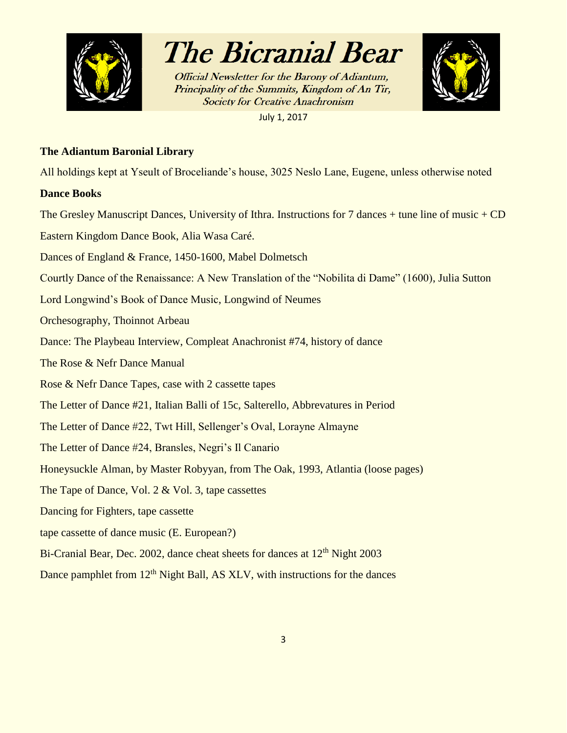**The Adiantum Baronial Library**

All holdings kept at Yseult of Broceliande's house, 3025 Neslo Lane, Eugene, unless otherwise noted

**Dance Books**

The Gresley Manuscript Dances, University of Ithra. Instructions for 7 dances + tune line of music + CD

Eastern Kingdom Dance Book, Alia Wasa Caré.

Dances of England & France, 1450-1600, Mabel Dolmetsch

Courtly Dance of the Renaissance: A New Translation of the "Nobilita di Dame" (1600), Julia Sutton

Lord Longwind's Book of Dance Music, Longwind of Neumes

Orchesography, Thoinnot Arbeau

Dance: The Playbeau Interview, Compleat Anachronist #74, history of dance

The Rose & Nefr Dance Manual

Rose & Nefr Dance Tapes, case with 2 cassette tapes

The Letter of Dance #21, Italian Balli of 15c, Salterello, Abbrevatures in Period

The Letter of Dance #22, Twt Hill, Sellenger's Oval, Lorayne Almayne

The Letter of Dance #24, Bransles, Negri's Il Canario

Honeysuckle Alman, by Master Robyyan, from The Oak, 1993, Atlantia (loose pages)

The Tape of Dance, Vol. 2 & Vol. 3, tape cassettes

Dancing for Fighters, tape cassette

tape cassette of dance music (E. European?)

Bi-Cranial Bear, Dec. 2002, dance cheat sheets for dances at 12th Night 2003

Dance pamphlet from 12th Night Ball, AS XLV, with instructions for the dances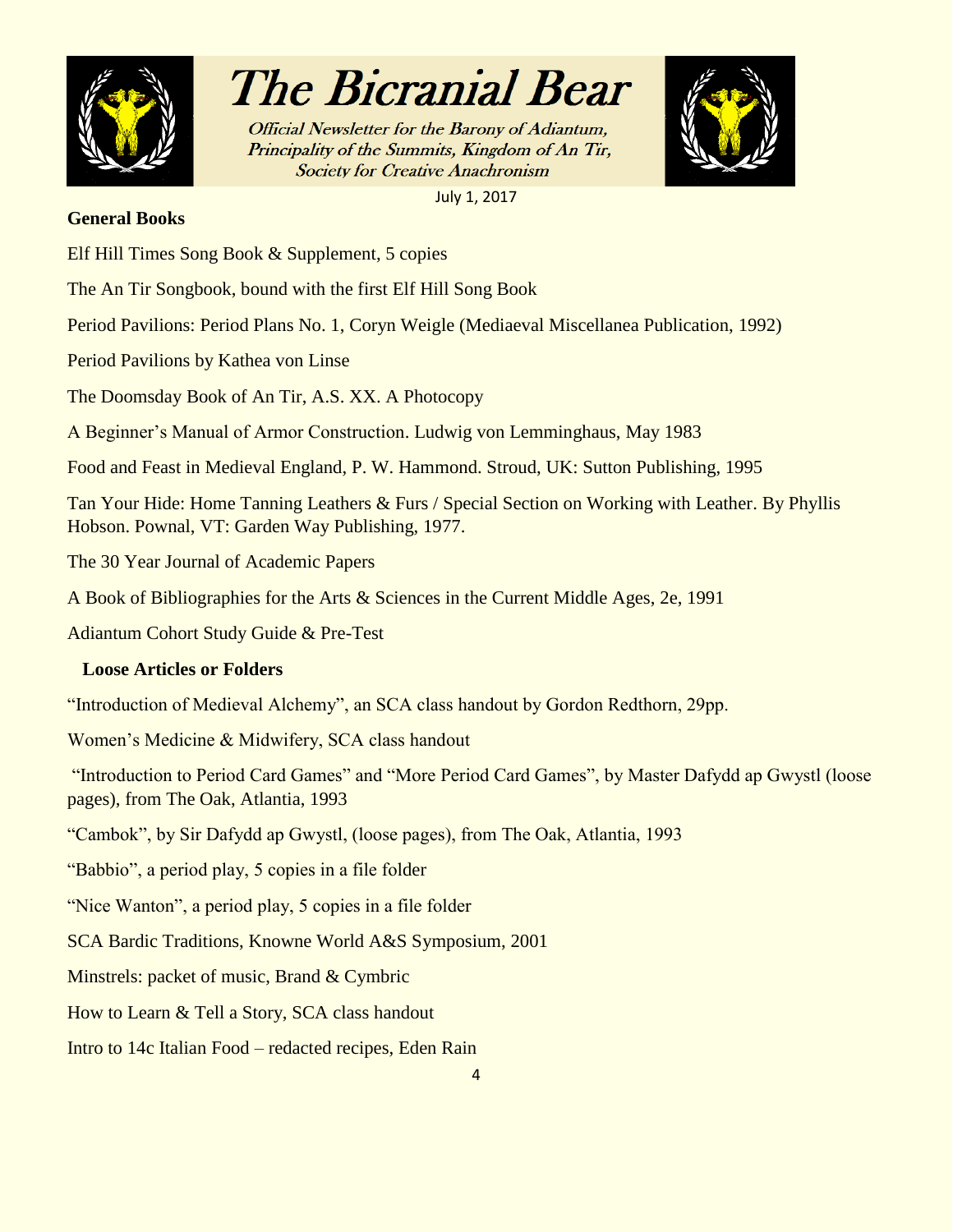### General Books

Elf Hill Times Song Book & Supplement, 5 copies

The An Tir Songbook, bound with the first Elf Hill Song Book

Period Pavilions: Period Plans No. 1, Coryn Weigle (Mediaeval Miscellanea Publication, 1992)

Period Pavilions by Kathea von Linse

The Doomsday Book of An Tir, A.S. XX. A Photocopy

A Beginner's Manual of Armor Construction. Ludwig von Lemminghaus, May 1983

Food and Feast in Medieval England, P. W. Hammond. Stroud, UK: Sutton Publishing, 1995

Tan Your Hide: Home Tanning Leathers & Furs / Special Section on Working with Leather. By Phyllis Hobson. Pownal, VT: Garden Way Publishing, 1977.

The 30 Year Journal of Academic Papers

A Book of Bibliographies for the Arts & Sciences in the Current Middle Ages, 2e, 1991

Adiantum Cohort Study Guide & Pre-Test

### Loose Articles or Folders

"Introduction of Medieval Alchemy", an SCA class handout by Gordon Redthorn, 29pp.

Women's Medicine & Midwifery, SCA class handout

"Introduction to Period Card Games" and "More Period Card Games", by Master Dafydd ap Gwystl (loose pages), from The Oak, Atlantia, 1993

"Cambok", by Sir Dafydd ap Gwystl, (loose pages), from The Oak, Atlantia, 1993

"Babbio", a period play, 5 copies in a file folder

"Nice Wanton", a period play, 5 copies in a file folder

SCA Bardic Traditions, Knowne World A&S Symposium, 2001

Minstrels: packet of music, Brand & Cymbric

How to Learn & Tell a Story, SCA class handout

Intro to 14c Italian Food – redacted recipes, Eden Rain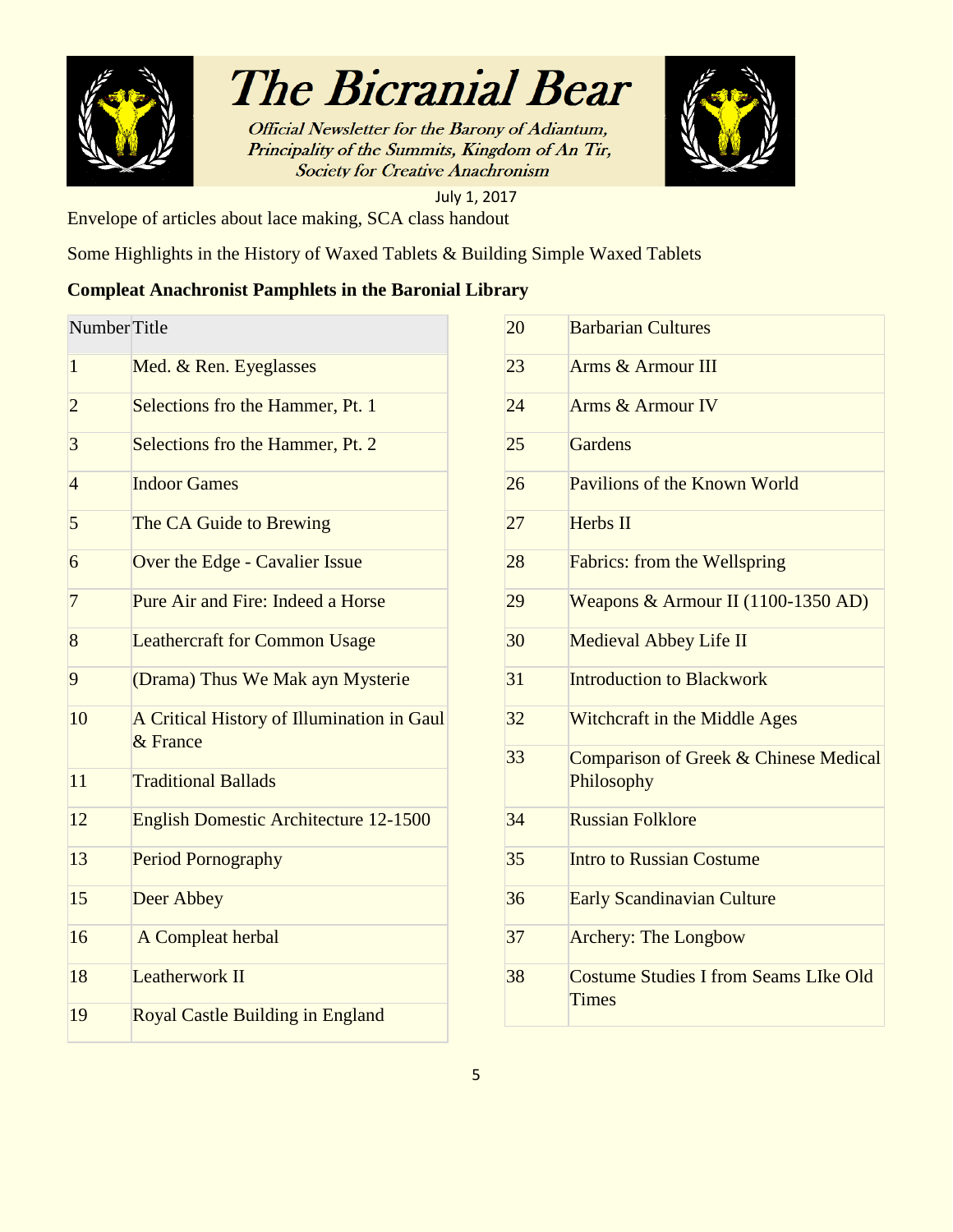Envelope of articles about lace making, SCA class handout

Some Highlights in the History of Waxed Tablets & Building Simple Waxed Tablets

**Compleat Anachronist Pamphlets in the Baronial Library**

| Number | Title |
|---|---|
| 1 | Med. & Ren. Eyeglasses |
| 2 | Selections fro the Hammer, Pt. 1 |
| 3 | Selections fro the Hammer, Pt. 2 |
| 4 | Indoor Games |
| 5 | The CA Guide to Brewing |
| 6 | Over the Edge - Cavalier Issue |
| 7 | Pure Air and Fire: Indeed a Horse |
| 8 | Leathercraft for Common Usage |
| 9 | (Drama) Thus We Mak ayn Mysterie |
| 10 | A Critical History of Illumination in Gaul & France |
| 11 | Traditional Ballads |
| 12 | English Domestic Architecture 12-1500 |
| 13 | Period Pornography |
| 15 | Deer Abbey |
| 16 | A Compleat herbal |
| 18 | Leatherwork II |
| 19 | Royal Castle Building in England |
| 20 | Barbarian Cultures |
| 23 | Arms & Armour III |
| 24 | Arms & Armour IV |
| 25 | Gardens |
| 26 | Pavilions of the Known World |
| 27 | Herbs II |
| 28 | Fabrics: from the Wellspring |
| 29 | Weapons & Armour II (1100-1350 AD) |
| 30 | Medieval Abbey Life II |
| 31 | Introduction to Blackwork |
| 32 | Witchcraft in the Middle Ages |
| 33 | Comparison of Greek & Chinese Medical Philosophy |
| 34 | Russian Folklore |
| 35 | Intro to Russian Costume |
| 36 | Early Scandinavian Culture |
| 37 | Archery: The Longbow |
| 38 | Costume Studies I from Seams LIke Old Times |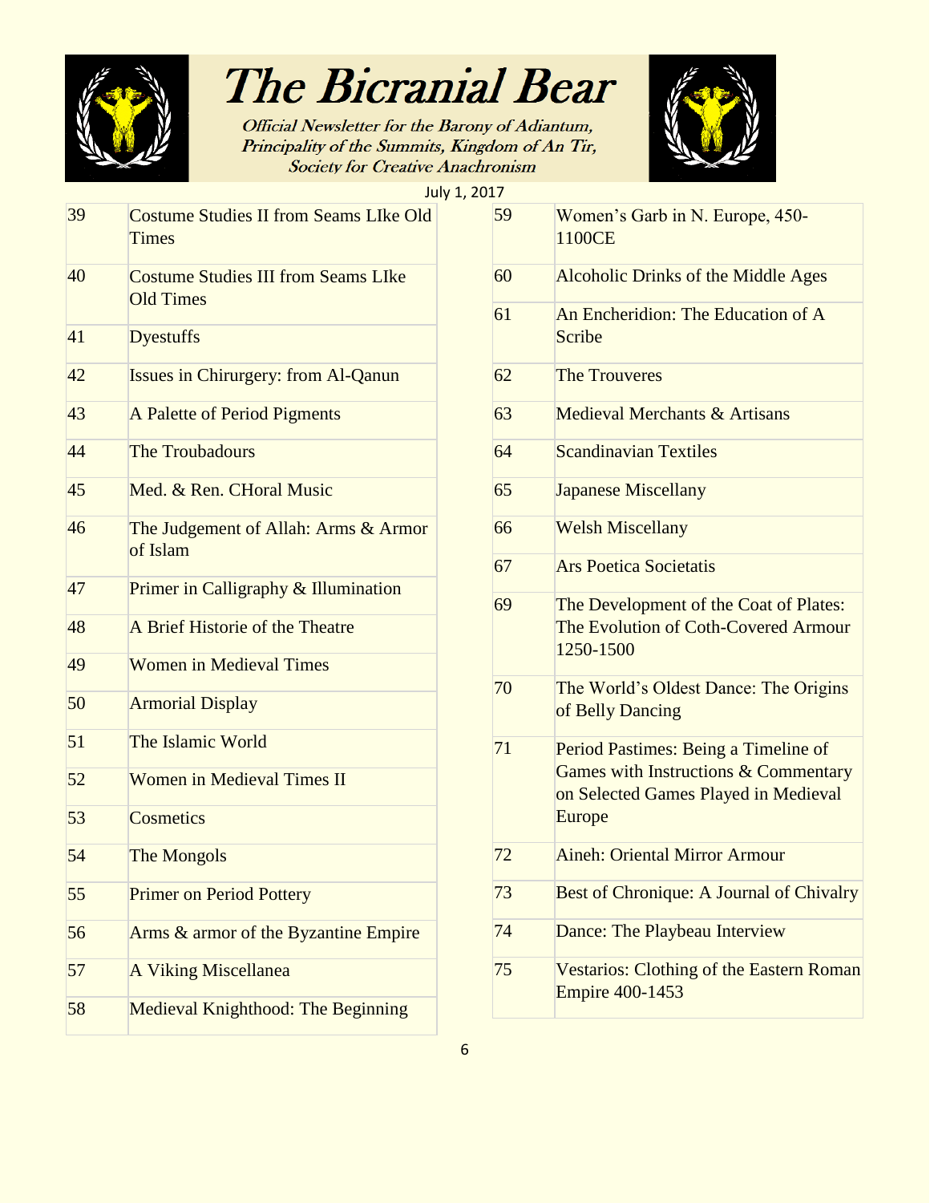| | |
|---|---|
| 39 | Costume Studies II from Seams LIke Old Times |
| 40 | Costume Studies III from Seams LIke Old Times |
| 41 | Dyestuffs |
| 42 | Issues in Chirurgery: from Al-Qanun |
| 43 | A Palette of Period Pigments |
| 44 | The Troubadours |
| 45 | Med. & Ren. CHoral Music |
| 46 | The Judgement of Allah: Arms & Armor of Islam |
| 47 | Primer in Calligraphy & Illumination |
| 48 | A Brief Historie of the Theatre |
| 49 | Women in Medieval Times |
| 50 | Armorial Display |
| 51 | The Islamic World |
| 52 | Women in Medieval Times II |
| 53 | Cosmetics |
| 54 | The Mongols |
| 55 | Primer on Period Pottery |
| 56 | Arms & armor of the Byzantine Empire |
| 57 | A Viking Miscellanea |
| 58 | Medieval Knighthood: The Beginning |
| 59 | Women's Garb in N. Europe, 450-1100CE |
| 60 | Alcoholic Drinks of the Middle Ages |
| 61 | An Encheridion: The Education of A Scribe |
| 62 | The Trouveres |
| 63 | Medieval Merchants & Artisans |
| 64 | Scandinavian Textiles |
| 65 | Japanese Miscellany |
| 66 | Welsh Miscellany |
| 67 | Ars Poetica Societatis |
| 69 | The Development of the Coat of Plates: The Evolution of Coth-Covered Armour 1250-1500 |
| 70 | The World's Oldest Dance: The Origins of Belly Dancing |
| 71 | Period Pastimes: Being a Timeline of Games with Instructions & Commentary on Selected Games Played in Medieval Europe |
| 72 | Aineh: Oriental Mirror Armour |
| 73 | Best of Chronique: A Journal of Chivalry |
| 74 | Dance: The Playbeau Interview |
| 75 | Vestarios: Clothing of the Eastern Roman Empire 400-1453 |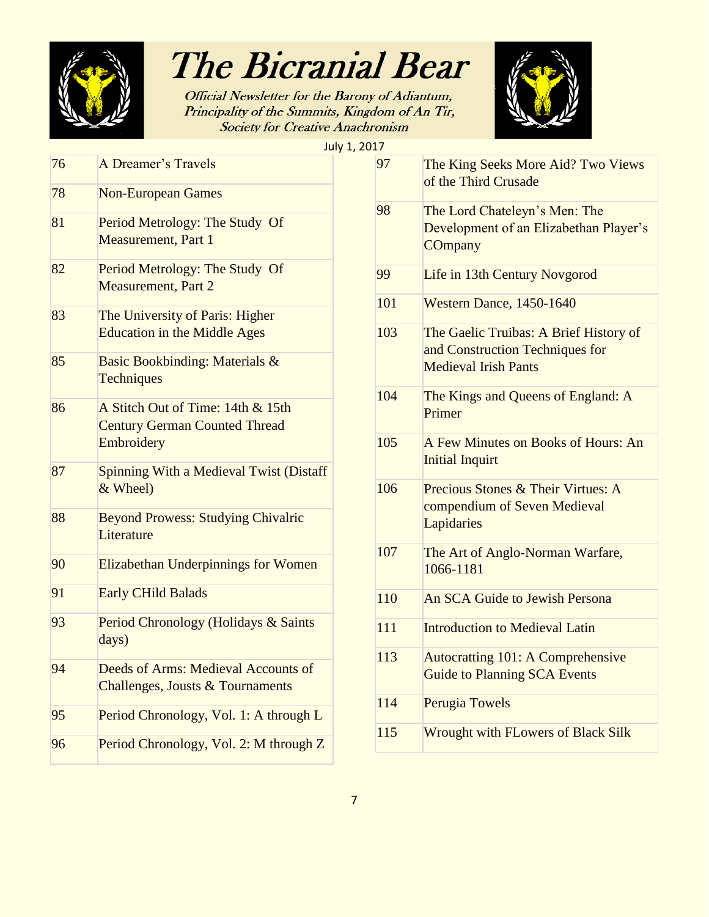| | |
|---|---|
| 76 | A Dreamer's Travels |
| 78 | Non-European Games |
| 81 | Period Metrology: The Study Of Measurement, Part 1 |
| 82 | Period Metrology: The Study Of Measurement, Part 2 |
| 83 | The University of Paris: Higher Education in the Middle Ages |
| 85 | Basic Bookbinding: Materials & Techniques |
| 86 | A Stitch Out of Time: 14th & 15th Century German Counted Thread Embroidery |
| 87 | Spinning With a Medieval Twist (Distaff & Wheel) |
| 88 | Beyond Prowess: Studying Chivalric Literature |
| 90 | Elizabethan Underpinnings for Women |
| 91 | Early CHild Balads |
| 93 | Period Chronology (Holidays & Saints days) |
| 94 | Deeds of Arms: Medieval Accounts of Challenges, Jousts & Tournaments |
| 95 | Period Chronology, Vol. 1: A through L |
| 96 | Period Chronology, Vol. 2: M through Z |
| 97 | The King Seeks More Aid? Two Views of the Third Crusade |
| 98 | The Lord Chateleyn's Men: The Development of an Elizabethan Player's COmpany |
| 99 | Life in 13th Century Novgorod |
| 101 | Western Dance, 1450-1640 |
| 103 | The Gaelic Truibas: A Brief History of and Construction Techniques for Medieval Irish Pants |
| 104 | The Kings and Queens of England: A Primer |
| 105 | A Few Minutes on Books of Hours: An Initial Inquirt |
| 106 | Precious Stones & Their Virtues: A compendium of Seven Medieval Lapidaries |
| 107 | The Art of Anglo-Norman Warfare, 1066-1181 |
| 110 | An SCA Guide to Jewish Persona |
| 111 | Introduction to Medieval Latin |
| 113 | Autocratting 101: A Comprehensive Guide to Planning SCA Events |
| 114 | Perugia Towels |
| 115 | Wrought with FLowers of Black Silk |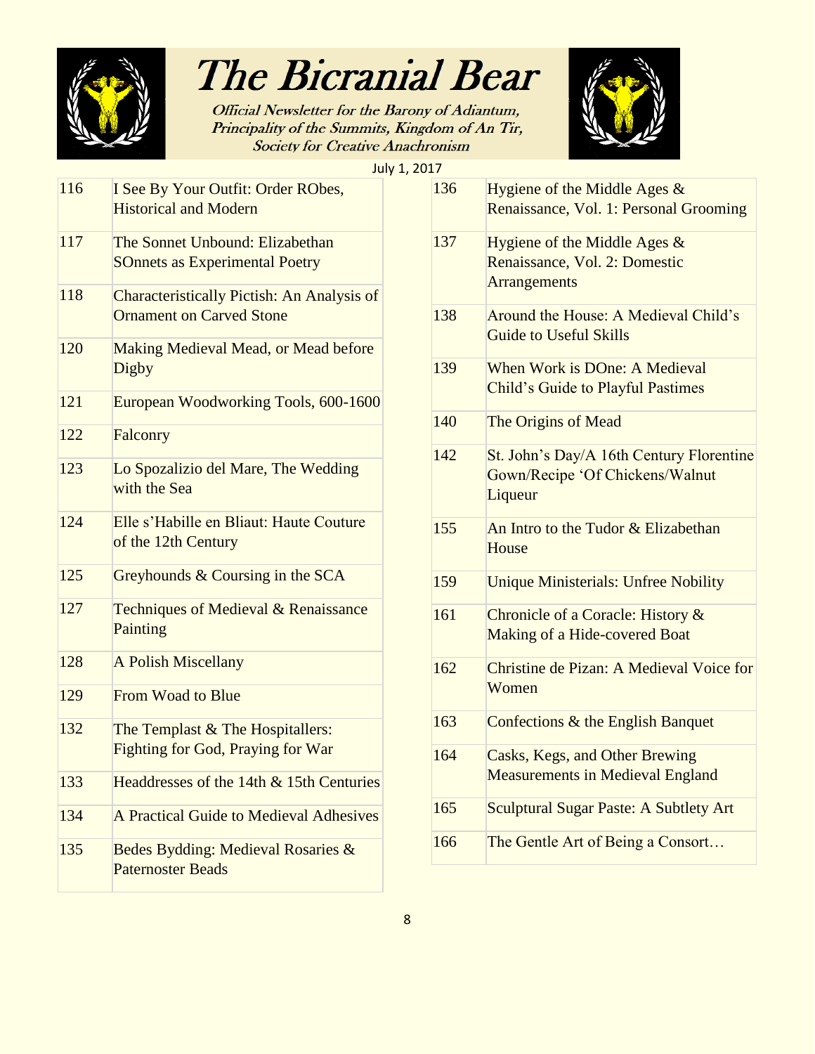| | |
|---|---|
| 116 | I See By Your Outfit: Order RObes, Historical and Modern |
| 117 | The Sonnet Unbound: Elizabethan SOnnets as Experimental Poetry |
| 118 | Characteristically Pictish: An Analysis of Ornament on Carved Stone |
| 120 | Making Medieval Mead, or Mead before Digby |
| 121 | European Woodworking Tools, 600-1600 |
| 122 | Falconry |
| 123 | Lo Spozalizio del Mare, The Wedding with the Sea |
| 124 | Elle s'Habille en Bliaut: Haute Couture of the 12th Century |
| 125 | Greyhounds & Coursing in the SCA |
| 127 | Techniques of Medieval & Renaissance Painting |
| 128 | A Polish Miscellany |
| 129 | From Woad to Blue |
| 132 | The Templast & The Hospitallers: Fighting for God, Praying for War |
| 133 | Headdresses of the 14th & 15th Centuries |
| 134 | A Practical Guide to Medieval Adhesives |
| 135 | Bedes Bydding: Medieval Rosaries & Paternoster Beads |
| 136 | Hygiene of the Middle Ages & Renaissance, Vol. 1: Personal Grooming |
| 137 | Hygiene of the Middle Ages & Renaissance, Vol. 2: Domestic Arrangements |
| 138 | Around the House: A Medieval Child's Guide to Useful Skills |
| 139 | When Work is DOne: A Medieval Child's Guide to Playful Pastimes |
| 140 | The Origins of Mead |
| 142 | St. John's Day/A 16th Century Florentine Gown/Recipe 'Of Chickens/Walnut Liqueur |
| 155 | An Intro to the Tudor & Elizabethan House |
| 159 | Unique Ministerials: Unfree Nobility |
| 161 | Chronicle of a Coracle: History & Making of a Hide-covered Boat |
| 162 | Christine de Pizan: A Medieval Voice for Women |
| 163 | Confections & the English Banquet |
| 164 | Casks, Kegs, and Other Brewing Measurements in Medieval England |
| 165 | Sculptural Sugar Paste: A Subtlety Art |
| 166 | The Gentle Art of Being a Consort… |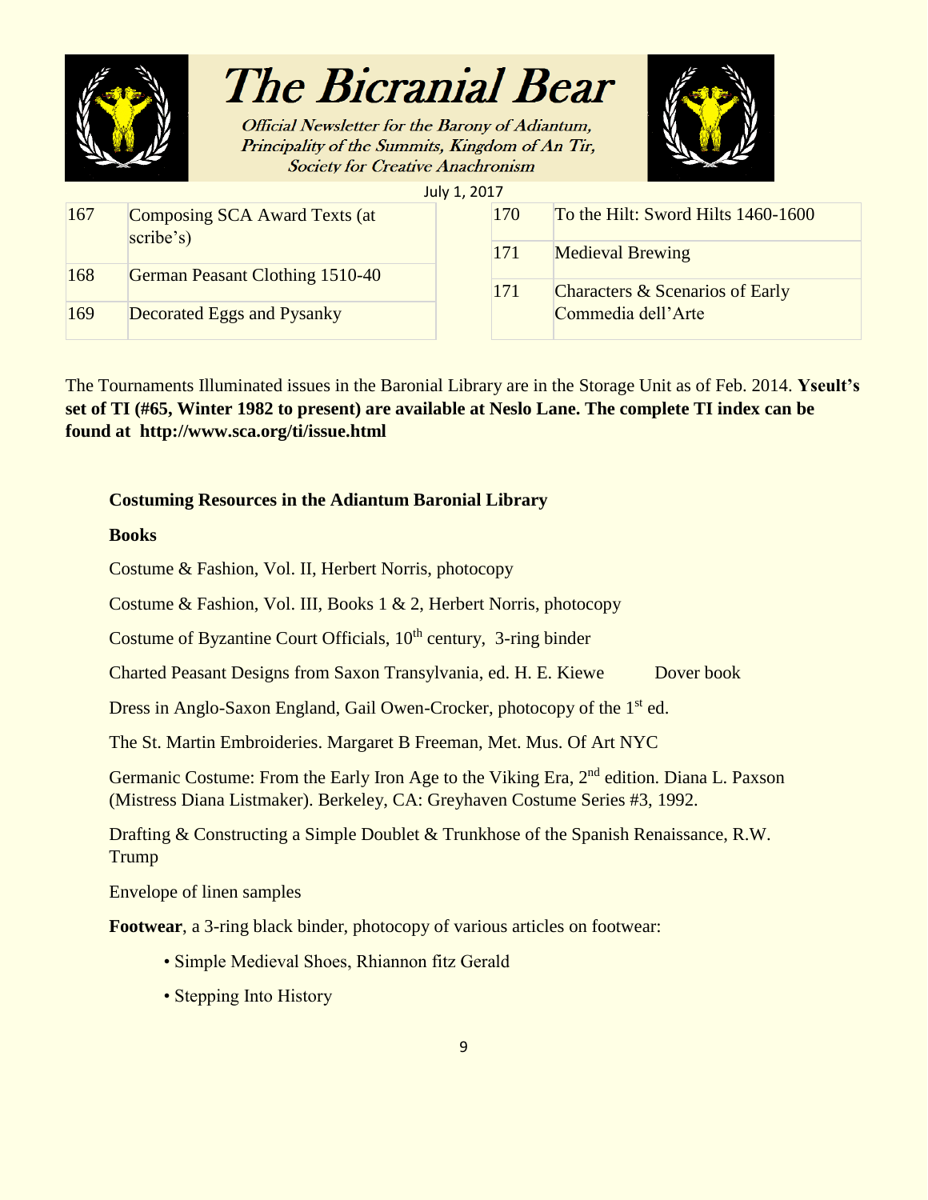| | |
|---|---|
| 167 | Composing SCA Award Texts (at scribe's) |
| 168 | German Peasant Clothing 1510-40 |
| 169 | Decorated Eggs and Pysanky |
| 170 | To the Hilt: Sword Hilts 1460-1600 |
| 171 | Medieval Brewing |
| 171 | Characters & Scenarios of Early Commedia dell'Arte |

The Tournaments Illuminated issues in the Baronial Library are in the Storage Unit as of Feb. 2014. **Yseult's set of TI (#65, Winter 1982 to present) are available at Neslo Lane. The complete TI index can be found at http://www.sca.org/ti/issue.html**

**Costuming Resources in the Adiantum Baronial Library**

**Books**

Costume & Fashion, Vol. II, Herbert Norris, photocopy

Costume & Fashion, Vol. III, Books 1 & 2, Herbert Norris, photocopy

Costume of Byzantine Court Officials, 10th century, 3-ring binder

Charted Peasant Designs from Saxon Transylvania, ed. H. E. Kiewe Dover book

Dress in Anglo-Saxon England, Gail Owen-Crocker, photocopy of the 1st ed.

The St. Martin Embroideries. Margaret B Freeman, Met. Mus. Of Art NYC

Germanic Costume: From the Early Iron Age to the Viking Era, 2nd edition. Diana L. Paxson (Mistress Diana Listmaker). Berkeley, CA: Greyhaven Costume Series #3, 1992.

Drafting & Constructing a Simple Doublet & Trunkhose of the Spanish Renaissance, R.W. Trump

Envelope of linen samples

**Footwear**, a 3-ring black binder, photocopy of various articles on footwear:

- Simple Medieval Shoes, Rhiannon fitz Gerald
- Stepping Into History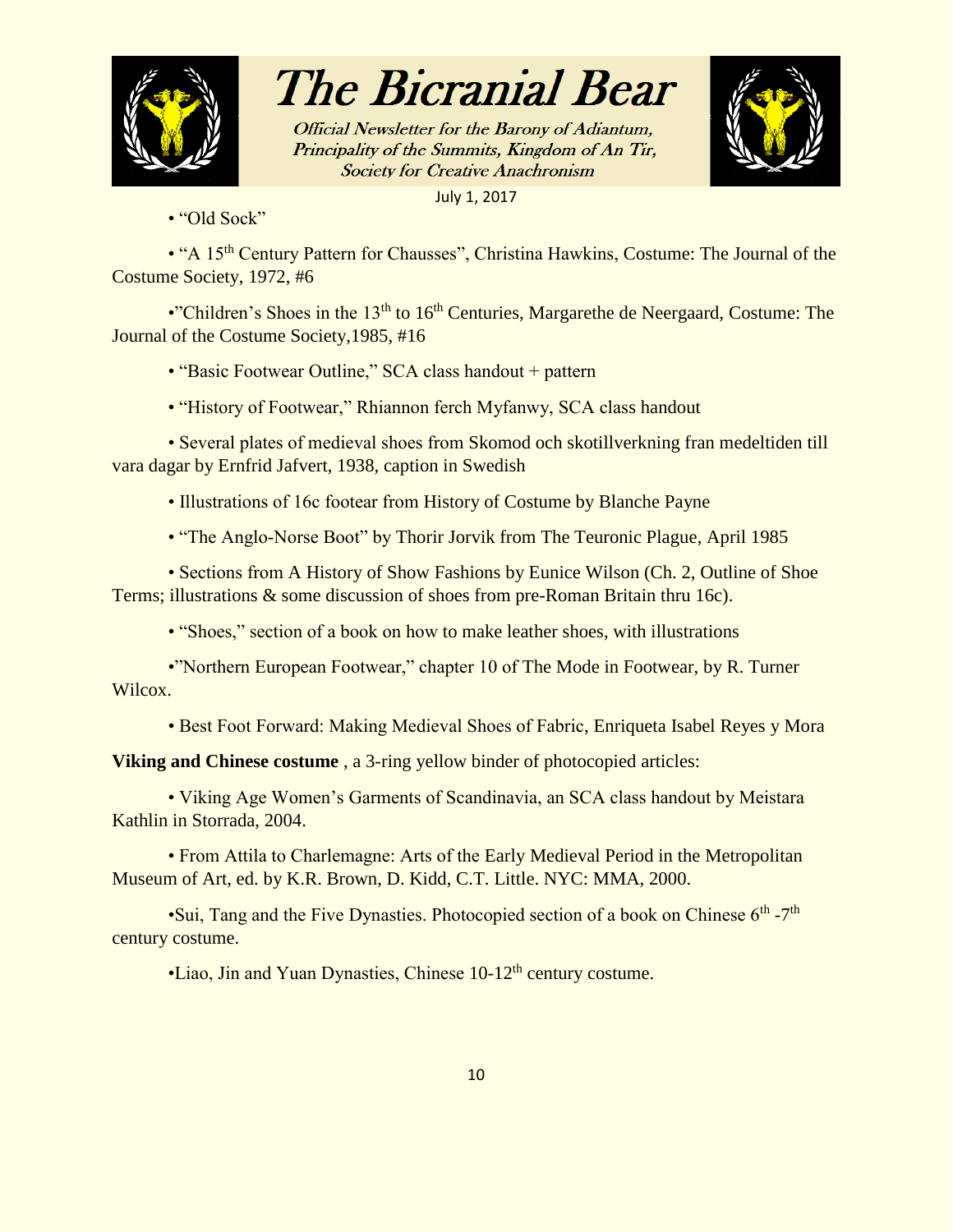• “Old Sock”

• “A 15th Century Pattern for Chausses”, Christina Hawkins, Costume: The Journal of the Costume Society, 1972, #6

•”Children’s Shoes in the 13th to 16th Centuries, Margarethe de Neergaard, Costume: The Journal of the Costume Society,1985, #16

• “Basic Footwear Outline,” SCA class handout + pattern

• “History of Footwear,” Rhiannon ferch Myfanwy, SCA class handout

• Several plates of medieval shoes from Skomod och skotillverkning fran medeltiden till vara dagar by Ernfrid Jafvert, 1938, caption in Swedish

• Illustrations of 16c footear from History of Costume by Blanche Payne

• “The Anglo-Norse Boot” by Thorir Jorvik from The Teuronic Plague, April 1985

• Sections from A History of Show Fashions by Eunice Wilson (Ch. 2, Outline of Shoe Terms; illustrations & some discussion of shoes from pre-Roman Britain thru 16c).

• “Shoes,” section of a book on how to make leather shoes, with illustrations

•”Northern European Footwear,” chapter 10 of The Mode in Footwear, by R. Turner Wilcox.

• Best Foot Forward: Making Medieval Shoes of Fabric, Enriqueta Isabel Reyes y Mora

**Viking and Chinese costume** , a 3-ring yellow binder of photocopied articles:

• Viking Age Women’s Garments of Scandinavia, an SCA class handout by Meistara Kathlin in Storrada, 2004.

• From Attila to Charlemagne: Arts of the Early Medieval Period in the Metropolitan Museum of Art, ed. by K.R. Brown, D. Kidd, C.T. Little. NYC: MMA, 2000.

•Sui, Tang and the Five Dynasties. Photocopied section of a book on Chinese 6th -7th century costume.

•Liao, Jin and Yuan Dynasties, Chinese 10-12th century costume.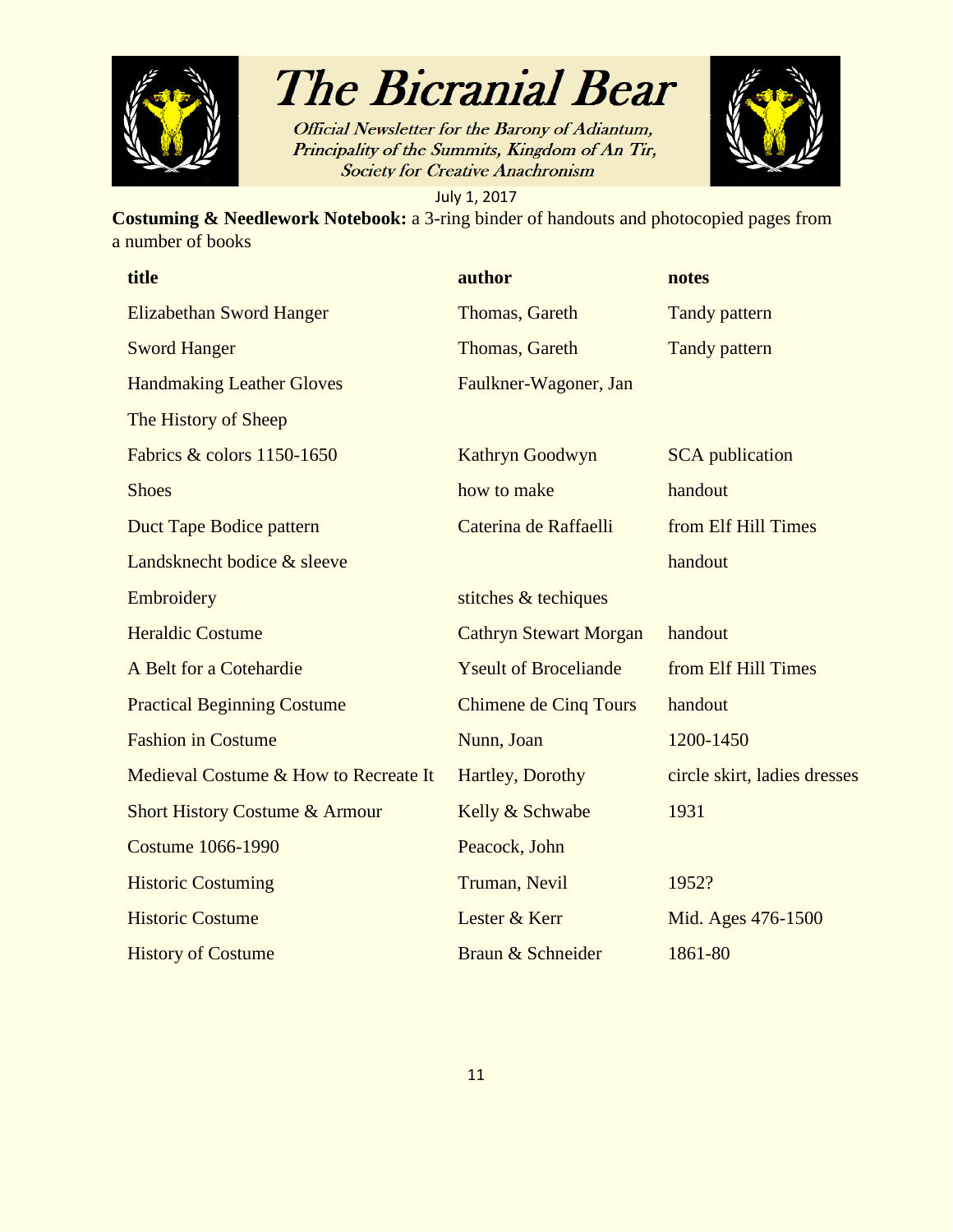**Costuming & Needlework Notebook:** a 3-ring binder of handouts and photocopied pages from a number of books

| title | author | notes |
|---|---|---|
| Elizabethan Sword Hanger | Thomas, Gareth | Tandy pattern |
| Sword Hanger | Thomas, Gareth | Tandy pattern |
| Handmaking Leather Gloves | Faulkner-Wagoner, Jan | |
| The History of Sheep | | |
| Fabrics & colors 1150-1650 | Kathryn Goodwyn | SCA publication |
| Shoes | how to make | handout |
| Duct Tape Bodice pattern | Caterina de Raffaelli | from Elf Hill Times |
| Landsknecht bodice & sleeve | | handout |
| Embroidery | stitches & techiques | |
| Heraldic Costume | Cathryn Stewart Morgan | handout |
| A Belt for a Cotehardie | Yseult of Broceliande | from Elf Hill Times |
| Practical Beginning Costume | Chimene de Cinq Tours | handout |
| Fashion in Costume | Nunn, Joan | 1200-1450 |
| Medieval Costume & How to Recreate It | Hartley, Dorothy | circle skirt, ladies dresses |
| Short History Costume & Armour | Kelly & Schwabe | 1931 |
| Costume 1066-1990 | Peacock, John | |
| Historic Costuming | Truman, Nevil | 1952? |
| Historic Costume | Lester & Kerr | Mid. Ages 476-1500 |
| History of Costume | Braun & Schneider | 1861-80 |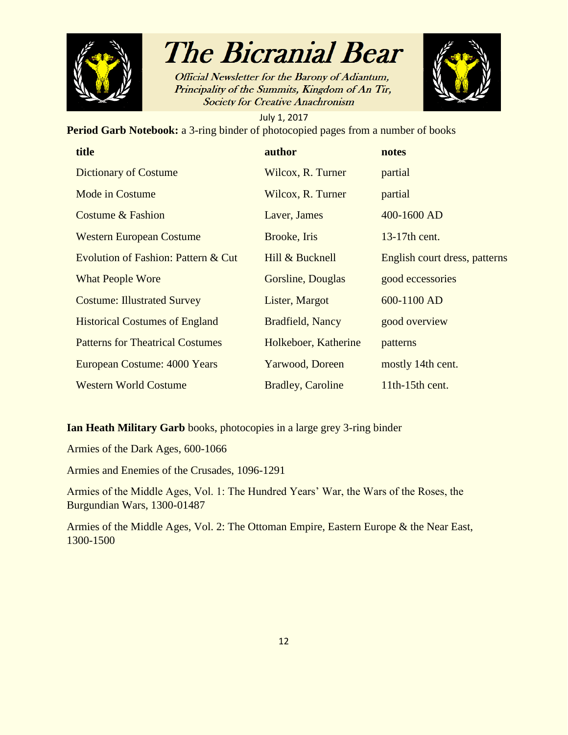**Period Garb Notebook:** a 3-ring binder of photocopied pages from a number of books

| title | author | notes |
|---|---|---|
| Dictionary of Costume | Wilcox, R. Turner | partial |
| Mode in Costume | Wilcox, R. Turner | partial |
| Costume & Fashion | Laver, James | 400-1600 AD |
| Western European Costume | Brooke, Iris | 13-17th cent. |
| Evolution of Fashion: Pattern & Cut | Hill & Bucknell | English court dress, patterns |
| What People Wore | Gorsline, Douglas | good eccessories |
| Costume: Illustrated Survey | Lister, Margot | 600-1100 AD |
| Historical Costumes of England | Bradfield, Nancy | good overview |
| Patterns for Theatrical Costumes | Holkeboer, Katherine | patterns |
| European Costume: 4000 Years | Yarwood, Doreen | mostly 14th cent. |
| Western World Costume | Bradley, Caroline | 11th-15th cent. |

**Ian Heath Military Garb** books, photocopies in a large grey 3-ring binder

Armies of the Dark Ages, 600-1066

Armies and Enemies of the Crusades, 1096-1291

Armies of the Middle Ages, Vol. 1: The Hundred Years' War, the Wars of the Roses, the Burgundian Wars, 1300-01487

Armies of the Middle Ages, Vol. 2: The Ottoman Empire, Eastern Europe & the Near East, 1300-1500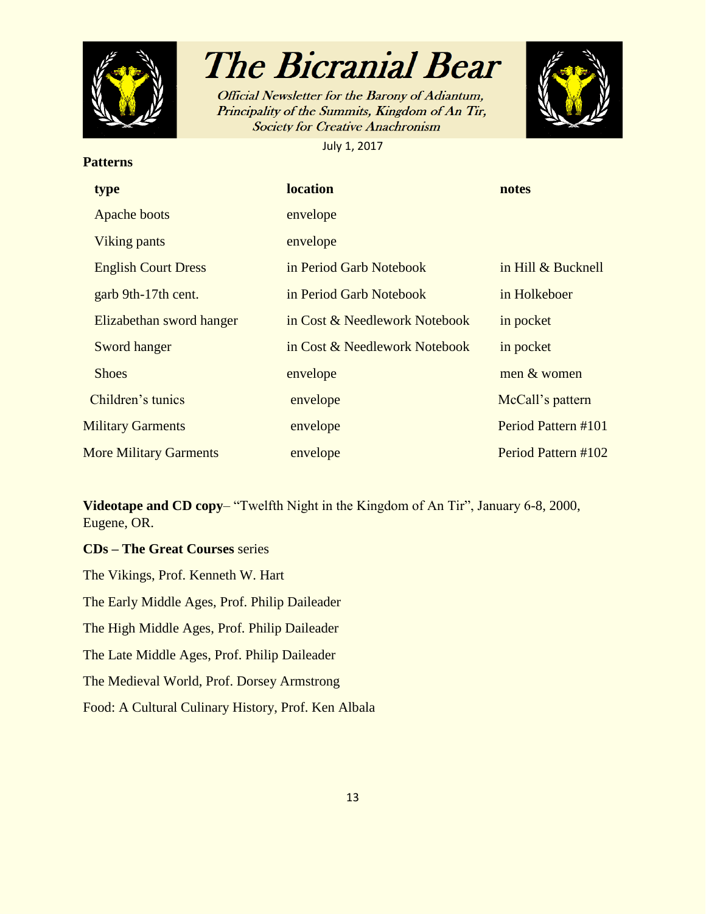**Patterns**

| type | location | notes |
|---|---|---|
| Apache boots | envelope | |
| Viking pants | envelope | |
| English Court Dress | in Period Garb Notebook | in Hill & Bucknell |
| garb 9th-17th cent. | in Period Garb Notebook | in Holkeboer |
| Elizabethan sword hanger | in Cost & Needlework Notebook | in pocket |
| Sword hanger | in Cost & Needlework Notebook | in pocket |
| Shoes | envelope | men & women |
| Children's tunics | envelope | McCall's pattern |
| Military Garments | envelope | Period Pattern #101 |
| More Military Garments | envelope | Period Pattern #102 |

**Videotape and CD copy**– "Twelfth Night in the Kingdom of An Tir", January 6-8, 2000, Eugene, OR.

**CDs – The Great Courses** series

The Vikings, Prof. Kenneth W. Hart

The Early Middle Ages, Prof. Philip Daileader

The High Middle Ages, Prof. Philip Daileader

The Late Middle Ages, Prof. Philip Daileader

The Medieval World, Prof. Dorsey Armstrong

Food: A Cultural Culinary History, Prof. Ken Albala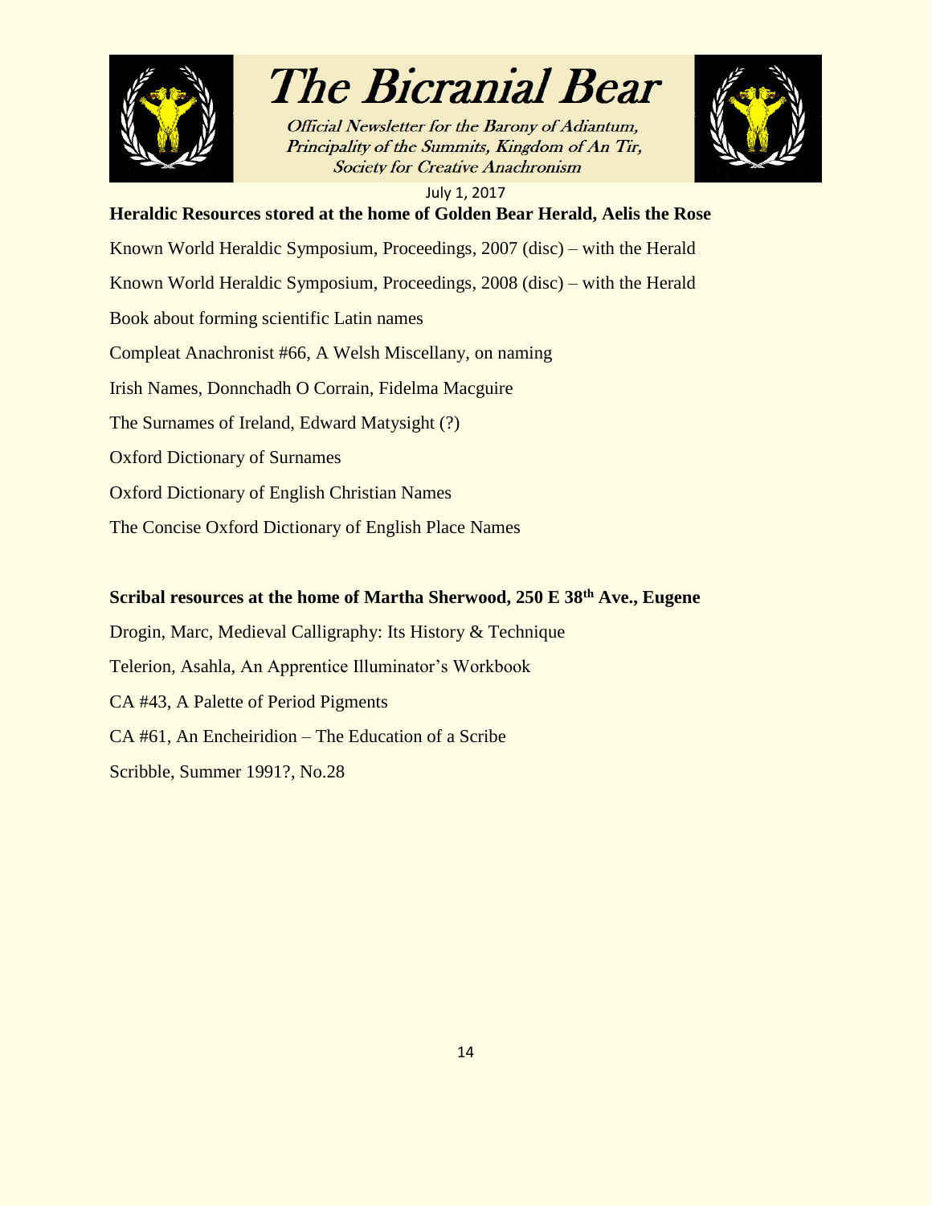**Heraldic Resources stored at the home of Golden Bear Herald, Aelis the Rose**

Known World Heraldic Symposium, Proceedings, 2007 (disc) – with the Herald

Known World Heraldic Symposium, Proceedings, 2008 (disc) – with the Herald

Book about forming scientific Latin names

Compleat Anachronist #66, A Welsh Miscellany, on naming

Irish Names, Donnchadh O Corrain, Fidelma Macguire

The Surnames of Ireland, Edward Matysight (?)

Oxford Dictionary of Surnames

Oxford Dictionary of English Christian Names

The Concise Oxford Dictionary of English Place Names

**Scribal resources at the home of Martha Sherwood, 250 E 38th Ave., Eugene**

Drogin, Marc, Medieval Calligraphy: Its History & Technique

Telerion, Asahla, An Apprentice Illuminator's Workbook

CA #43, A Palette of Period Pigments

CA #61, An Encheiridion – The Education of a Scribe

Scribble, Summer 1991?, No.28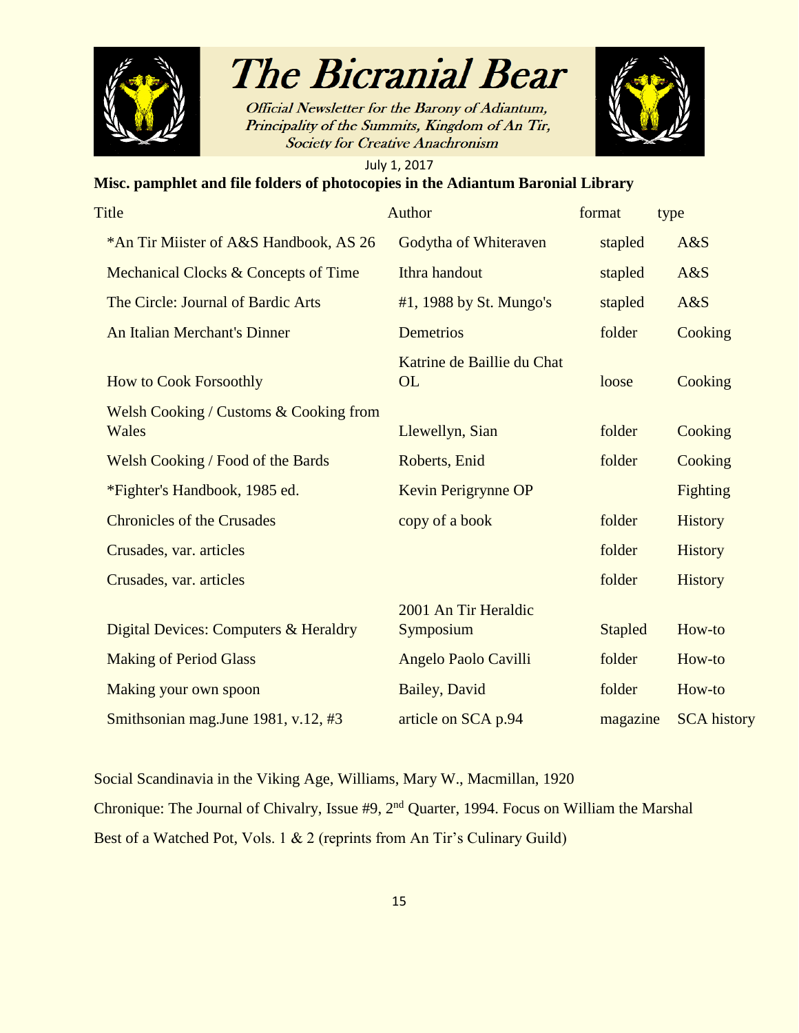**Misc. pamphlet and file folders of photocopies in the Adiantum Baronial Library**

| Title | Author | format | type |
|---|---|---|---|
| *An Tir Miister of A&S Handbook, AS 26 | Godytha of Whiteraven | stapled | A&S |
| Mechanical Clocks & Concepts of Time | Ithra handout | stapled | A&S |
| The Circle: Journal of Bardic Arts | #1, 1988 by St. Mungo's | stapled | A&S |
| An Italian Merchant's Dinner | Demetrios | folder | Cooking |
| How to Cook Forsoothly | Katrine de Baillie du Chat OL | loose | Cooking |
| Welsh Cooking / Customs & Cooking from Wales | Llewellyn, Sian | folder | Cooking |
| Welsh Cooking / Food of the Bards | Roberts, Enid | folder | Cooking |
| *Fighter's Handbook, 1985 ed. | Kevin Perigrynne OP | | Fighting |
| Chronicles of the Crusades | copy of a book | folder | History |
| Crusades, var. articles | | folder | History |
| Crusades, var. articles | | folder | History |
| Digital Devices: Computers & Heraldry | 2001 An Tir Heraldic Symposium | Stapled | How-to |
| Making of Period Glass | Angelo Paolo Cavilli | folder | How-to |
| Making your own spoon | Bailey, David | folder | How-to |
| Smithsonian mag.June 1981, v.12, #3 | article on SCA p.94 | magazine | SCA history |

Social Scandinavia in the Viking Age, Williams, Mary W., Macmillan, 1920

Chronique: The Journal of Chivalry, Issue #9, 2nd Quarter, 1994. Focus on William the Marshal

Best of a Watched Pot, Vols. 1 & 2 (reprints from An Tir's Culinary Guild)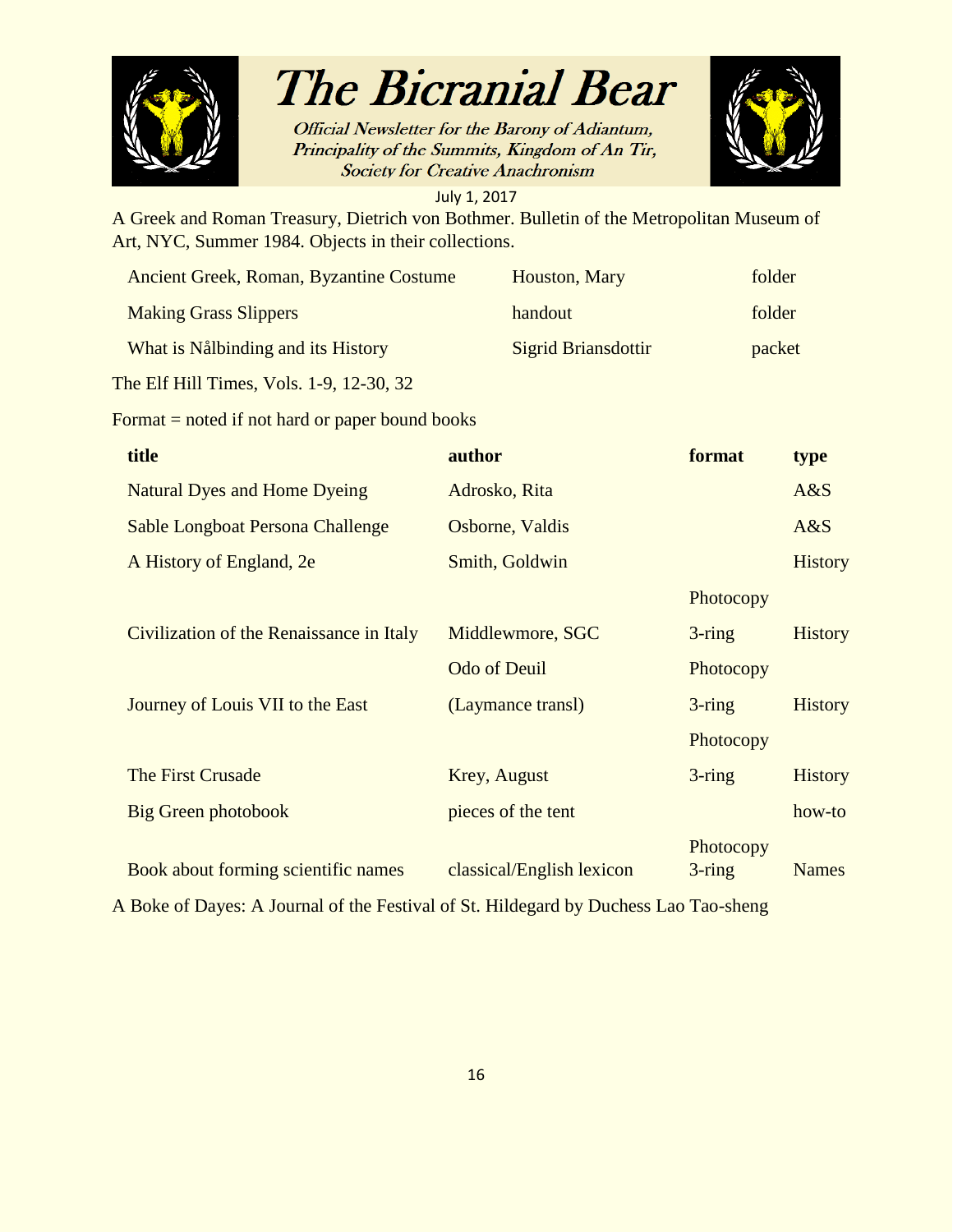A Greek and Roman Treasury, Dietrich von Bothmer. Bulletin of the Metropolitan Museum of Art, NYC, Summer 1984. Objects in their collections.

| | | |
|---|---|---|
| Ancient Greek, Roman, Byzantine Costume | Houston, Mary | folder |
| Making Grass Slippers | handout | folder |
| What is Nålbinding and its History | Sigrid Briansdottir | packet |

The Elf Hill Times, Vols. 1-9, 12-30, 32

Format = noted if not hard or paper bound books

| title | author | format | type |
|---|---|---|---|
| Natural Dyes and Home Dyeing | Adrosko, Rita | | A&S |
| Sable Longboat Persona Challenge | Osborne, Valdis | | A&S |
| A History of England, 2e | Smith, Goldwin | | History |
| Civilization of the Renaissance in Italy | Middlewmore, SGC | Photocopy 3-ring | History |
| Journey of Louis VII to the East | Odo of Deuil (Laymance transl) | Photocopy 3-ring | History |
| The First Crusade | Krey, August | Photocopy 3-ring | History |
| Big Green photobook | pieces of the tent | | how-to |
| Book about forming scientific names | classical/English lexicon | Photocopy 3-ring | Names |

A Boke of Dayes: A Journal of the Festival of St. Hildegard by Duchess Lao Tao-sheng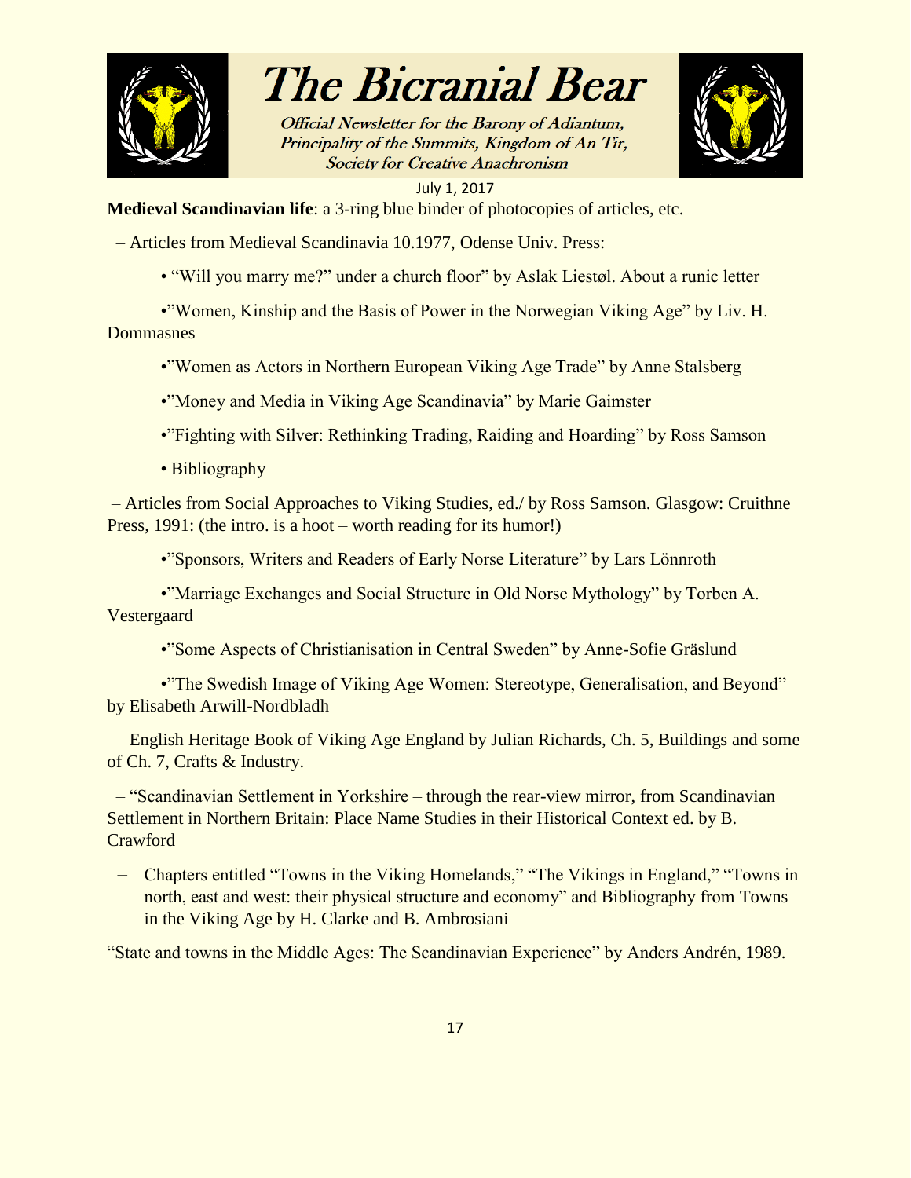**Medieval Scandinavian life**: a 3-ring blue binder of photocopies of articles, etc.

– Articles from Medieval Scandinavia 10.1977, Odense Univ. Press:

- "Will you marry me?" under a church floor" by Aslak Liestøl. About a runic letter
- "Women, Kinship and the Basis of Power in the Norwegian Viking Age" by Liv. H. Dommasnes
- "Women as Actors in Northern European Viking Age Trade" by Anne Stalsberg
- "Money and Media in Viking Age Scandinavia" by Marie Gaimster
- "Fighting with Silver: Rethinking Trading, Raiding and Hoarding" by Ross Samson
- Bibliography

– Articles from Social Approaches to Viking Studies, ed./ by Ross Samson. Glasgow: Cruithne Press, 1991: (the intro. is a hoot – worth reading for its humor!)

- "Sponsors, Writers and Readers of Early Norse Literature" by Lars Lönnroth
- "Marriage Exchanges and Social Structure in Old Norse Mythology" by Torben A. Vestergaard
- "Some Aspects of Christianisation in Central Sweden" by Anne-Sofie Gräslund
- "The Swedish Image of Viking Age Women: Stereotype, Generalisation, and Beyond" by Elisabeth Arwill-Nordbladh

– English Heritage Book of Viking Age England by Julian Richards, Ch. 5, Buildings and some of Ch. 7, Crafts & Industry.

– "Scandinavian Settlement in Yorkshire – through the rear-view mirror, from Scandinavian Settlement in Northern Britain: Place Name Studies in their Historical Context ed. by B. Crawford

- Chapters entitled "Towns in the Viking Homelands," "The Vikings in England," "Towns in north, east and west: their physical structure and economy" and Bibliography from Towns in the Viking Age by H. Clarke and B. Ambrosiani

"State and towns in the Middle Ages: The Scandinavian Experience" by Anders Andrén, 1989.